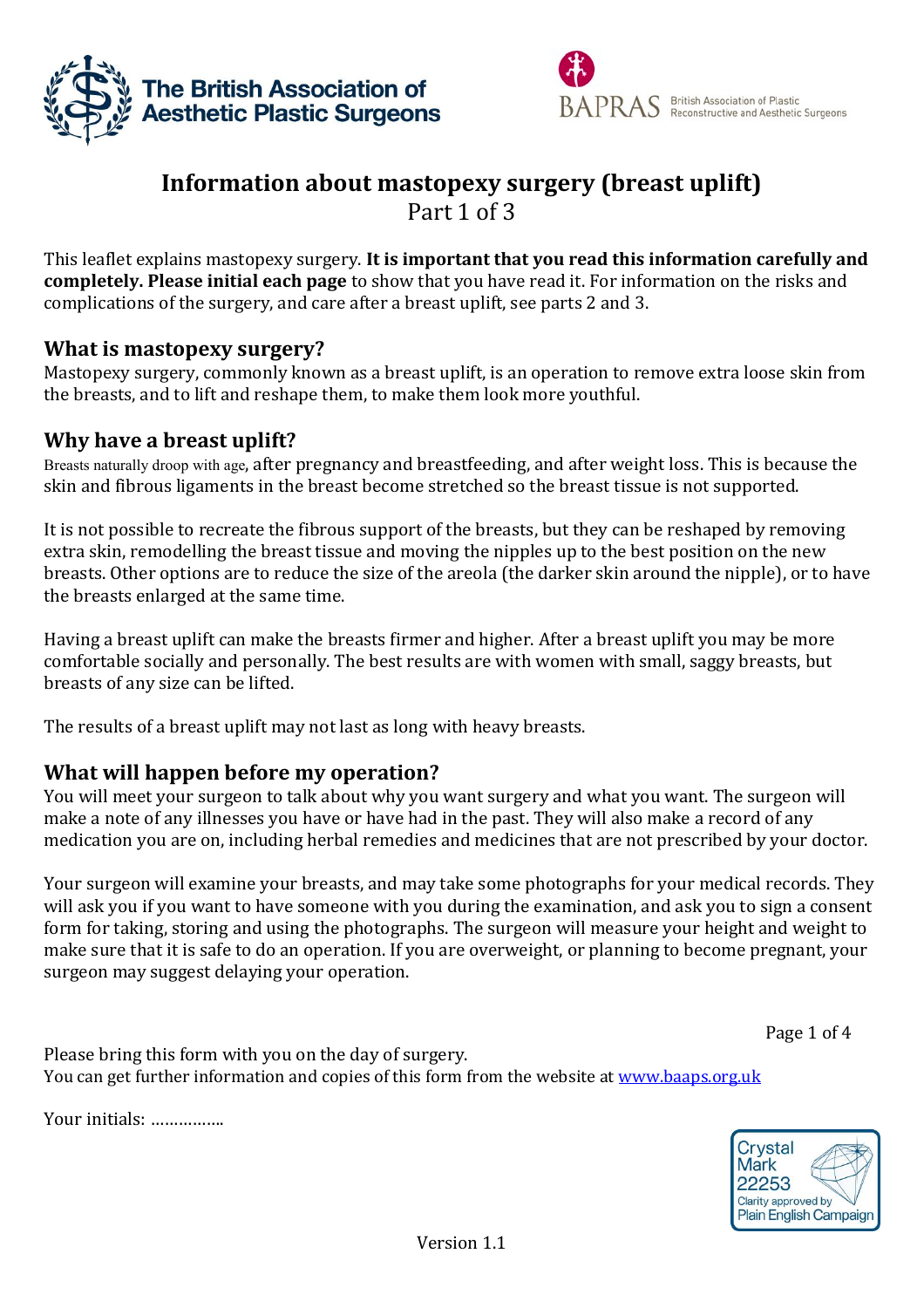The British Association of Aesthetic Plastic Surgeons

BAPRAS British Association of Plastic Reconstructive and Aesthetic Surgeons

# Information about mastopexy surgery (breast uplift)

Part 1 of 3

This leaflet explains mastopexy surgery. **It is important that you read this information carefully and completely. Please initial each page** to show that you have read it. For information on the risks and complications of the surgery, and care after a breast uplift, see parts 2 and 3.

## What is mastopexy surgery?

Mastopexy surgery, commonly known as a breast uplift, is an operation to remove extra loose skin from the breasts, and to lift and reshape them, to make them look more youthful.

## Why have a breast uplift?

Breasts naturally droop with age, after pregnancy and breastfeeding, and after weight loss. This is because the skin and fibrous ligaments in the breast become stretched so the breast tissue is not supported.

It is not possible to recreate the fibrous support of the breasts, but they can be reshaped by removing extra skin, remodelling the breast tissue and moving the nipples up to the best position on the new breasts. Other options are to reduce the size of the areola (the darker skin around the nipple), or to have the breasts enlarged at the same time.

Having a breast uplift can make the breasts firmer and higher. After a breast uplift you may be more comfortable socially and personally. The best results are with women with small, saggy breasts, but breasts of any size can be lifted.

The results of a breast uplift may not last as long with heavy breasts.

## What will happen before my operation?

You will meet your surgeon to talk about why you want surgery and what you want. The surgeon will make a note of any illnesses you have or have had in the past. They will also make a record of any medication you are on, including herbal remedies and medicines that are not prescribed by your doctor.

Your surgeon will examine your breasts, and may take some photographs for your medical records. They will ask you if you want to have someone with you during the examination, and ask you to sign a consent form for taking, storing and using the photographs. The surgeon will measure your height and weight to make sure that it is safe to do an operation. If you are overweight, or planning to become pregnant, your surgeon may suggest delaying your operation.

Please bring this form with you on the day of surgery.
You can get further information and copies of this form from the website at www.baaps.org.uk

Your initials: ................

Crystal Mark 22253 Clarity approved by Plain English Campaign

Version 1.1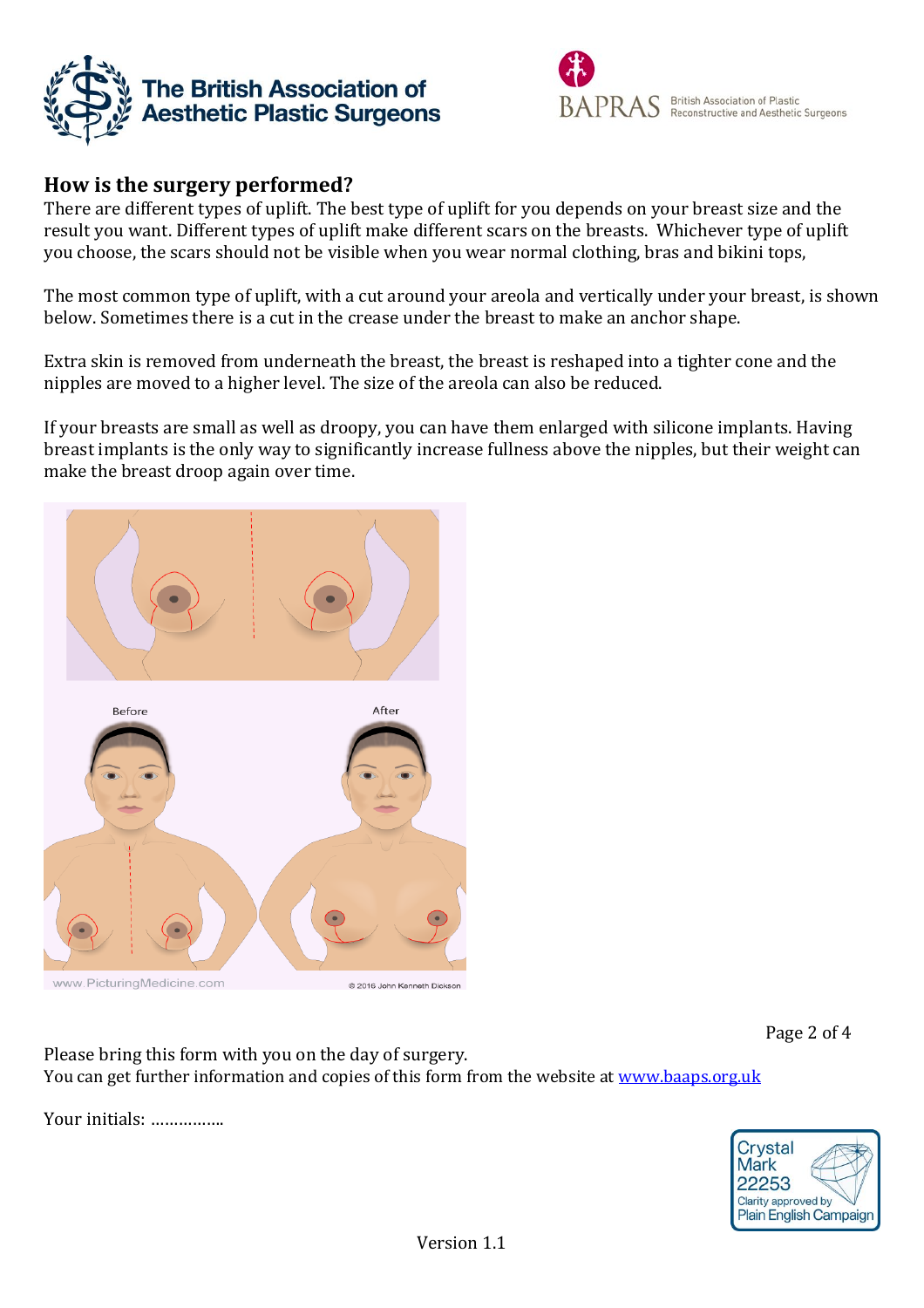## How is the surgery performed?

There are different types of uplift. The best type of uplift for you depends on your breast size and the result you want. Different types of uplift make different scars on the breasts. Whichever type of uplift you choose, the scars should not be visible when you wear normal clothing, bras and bikini tops,

The most common type of uplift, with a cut around your areola and vertically under your breast, is shown below. Sometimes there is a cut in the crease under the breast to make an anchor shape.

Extra skin is removed from underneath the breast, the breast is reshaped into a tighter cone and the nipples are moved to a higher level. The size of the areola can also be reduced.

If your breasts are small as well as droopy, you can have them enlarged with silicone implants. Having breast implants is the only way to significantly increase fullness above the nipples, but their weight can make the breast droop again over time.

Please bring this form with you on the day of surgery.
You can get further information and copies of this form from the website at [www.baaps.org.uk](http://www.baaps.org.uk)

Your initials: ................

Version 1.1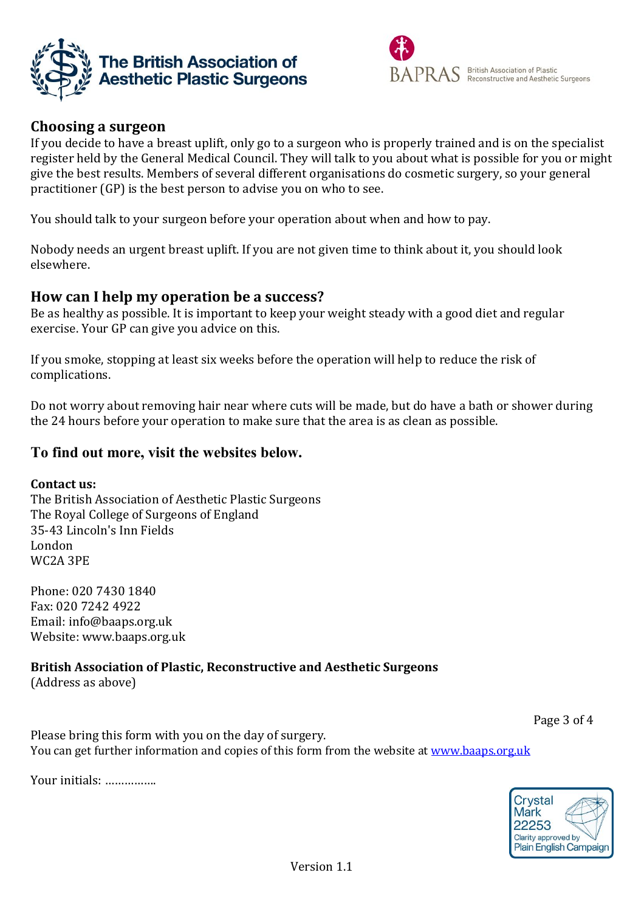## Choosing a surgeon

If you decide to have a breast uplift, only go to a surgeon who is properly trained and is on the specialist register held by the General Medical Council. They will talk to you about what is possible for you or might give the best results. Members of several different organisations do cosmetic surgery, so your general practitioner (GP) is the best person to advise you on who to see.

You should talk to your surgeon before your operation about when and how to pay.

Nobody needs an urgent breast uplift. If you are not given time to think about it, you should look elsewhere.

## How can I help my operation be a success?

Be as healthy as possible. It is important to keep your weight steady with a good diet and regular exercise. Your GP can give you advice on this.

If you smoke, stopping at least six weeks before the operation will help to reduce the risk of complications.

Do not worry about removing hair near where cuts will be made, but do have a bath or shower during the 24 hours before your operation to make sure that the area is as clean as possible.

## To find out more, visit the websites below.

**Contact us:**
The British Association of Aesthetic Plastic Surgeons
The Royal College of Surgeons of England
35-43 Lincoln's Inn Fields
London
WC2A 3PE

Phone: 020 7430 1840
Fax: 020 7242 4922
Email: info@baaps.org.uk
Website: www.baaps.org.uk

**British Association of Plastic, Reconstructive and Aesthetic Surgeons**
(Address as above)

Please bring this form with you on the day of surgery.
You can get further information and copies of this form from the website at www.baaps.org.uk

Your initials: ................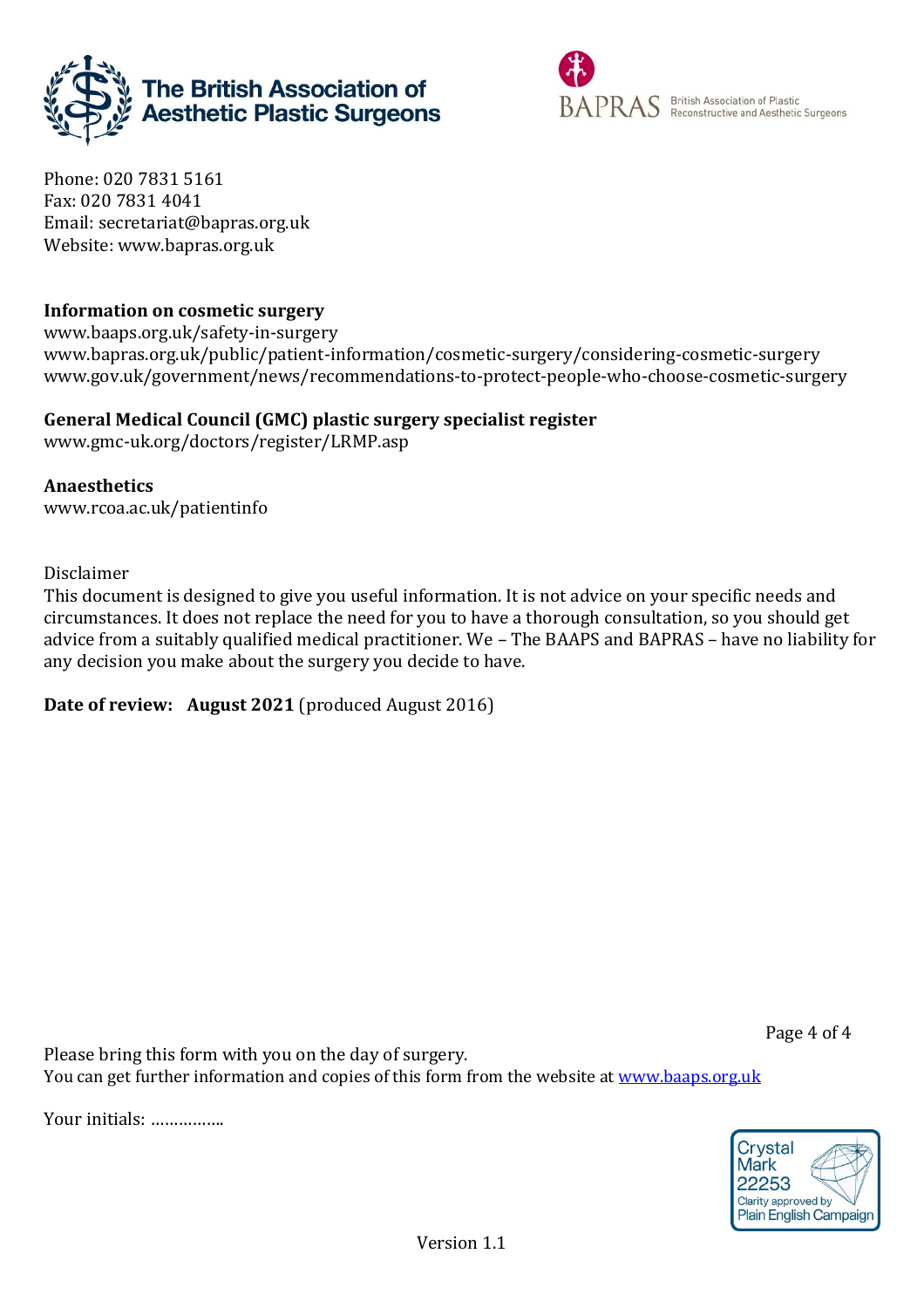The British Association of Aesthetic Plastic Surgeons

BAPRAS British Association of Plastic Reconstructive and Aesthetic Surgeons

Phone: 020 7831 5161
Fax: 020 7831 4041
Email: secretariat@bapras.org.uk
Website: www.bapras.org.uk

**Information on cosmetic surgery**
www.baaps.org.uk/safety-in-surgery
www.bapras.org.uk/public/patient-information/cosmetic-surgery/considering-cosmetic-surgery
www.gov.uk/government/news/recommendations-to-protect-people-who-choose-cosmetic-surgery

**General Medical Council (GMC) plastic surgery specialist register**
www.gmc-uk.org/doctors/register/LRMP.asp

**Anaesthetics**
www.rcoa.ac.uk/patientinfo

Disclaimer
This document is designed to give you useful information. It is not advice on your specific needs and circumstances. It does not replace the need for you to have a thorough consultation, so you should get advice from a suitably qualified medical practitioner. We – The BAAPS and BAPRAS – have no liability for any decision you make about the surgery you decide to have.

**Date of review: August 2021** (produced August 2016)

Please bring this form with you on the day of surgery.
You can get further information and copies of this form from the website at [www.baaps.org.uk](http://www.baaps.org.uk)

Your initials: …………….

Crystal Mark 22253 Clarity approved by Plain English Campaign

Version 1.1